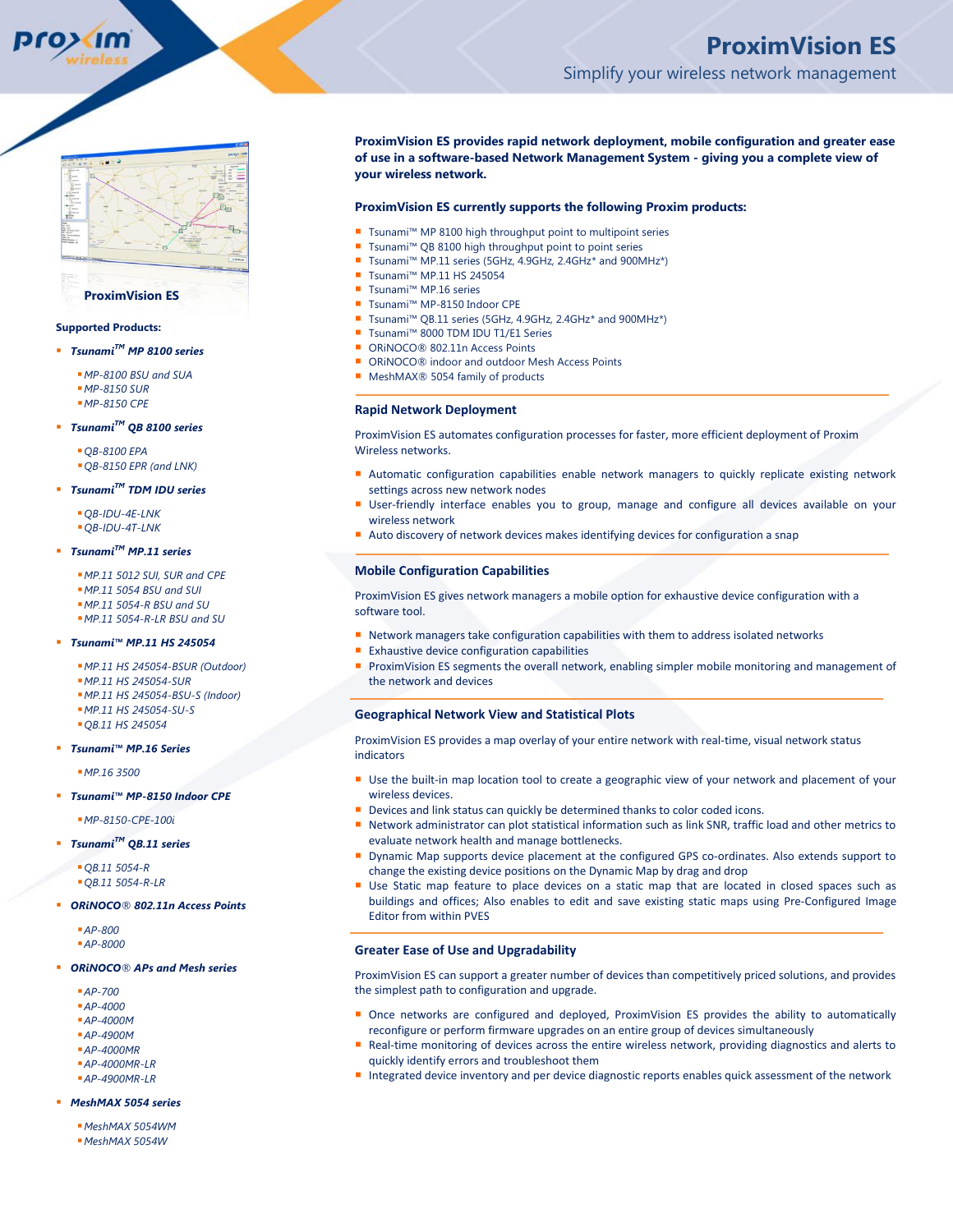# ProximVision ES

Simplify your wireless network management

**ProximVision ES provides rapid network deployment, mobile configuration and greater ease of use in a software-based Network Management System - giving you a complete view of your wireless network.**

### ProximVision ES currently supports the following Proxim products:

- Tsunami™ MP 8100 high throughput point to multipoint series
- Tsunami™ QB 8100 high throughput point to point series
- Tsunami™ MP.11 series (5GHz, 4.9GHz, 2.4GHz* and 900MHz*)
- Tsunami™ MP.11 HS 245054
- Tsunami™ MP.16 series
- Tsunami™ MP-8150 Indoor CPE
- Tsunami™ QB.11 series (5GHz, 4.9GHz, 2.4GHz* and 900MHz*)
- Tsunami™ 8000 TDM IDU T1/E1 Series
- ORiNOCO® 802.11n Access Points
- ORiNOCO® indoor and outdoor Mesh Access Points
- MeshMAX® 5054 family of products

### Rapid Network Deployment

ProximVision ES automates configuration processes for faster, more efficient deployment of Proxim Wireless networks.

- Automatic configuration capabilities enable network managers to quickly replicate existing network settings across new network nodes
- User-friendly interface enables you to group, manage and configure all devices available on your wireless network
- Auto discovery of network devices makes identifying devices for configuration a snap

### Mobile Configuration Capabilities

ProximVision ES gives network managers a mobile option for exhaustive device configuration with a software tool.

- Network managers take configuration capabilities with them to address isolated networks
- Exhaustive device configuration capabilities
- ProximVision ES segments the overall network, enabling simpler mobile monitoring and management of the network and devices

### Geographical Network View and Statistical Plots

ProximVision ES provides a map overlay of your entire network with real-time, visual network status indicators

- Use the built-in map location tool to create a geographic view of your network and placement of your wireless devices.
- Devices and link status can quickly be determined thanks to color coded icons.
- Network administrator can plot statistical information such as link SNR, traffic load and other metrics to evaluate network health and manage bottlenecks.
- Dynamic Map supports device placement at the configured GPS co-ordinates. Also extends support to change the existing device positions on the Dynamic Map by drag and drop
- Use Static map feature to place devices on a static map that are located in closed spaces such as buildings and offices; Also enables to edit and save existing static maps using Pre-Configured Image Editor from within PVES

### Greater Ease of Use and Upgradability

ProximVision ES can support a greater number of devices than competitively priced solutions, and provides the simplest path to configuration and upgrade.

- Once networks are configured and deployed, ProximVision ES provides the ability to automatically reconfigure or perform firmware upgrades on an entire group of devices simultaneously
- Real-time monitoring of devices across the entire wireless network, providing diagnostics and alerts to quickly identify errors and troubleshoot them
- Integrated device inventory and per device diagnostic reports enables quick assessment of the network

---

**ProximVision ES**

**Supported Products:**

- ***Tsunami™ MP 8100 series***
  - *MP-8100 BSU and SUA*
  - *MP-8150 SUR*
  - *MP-8150 CPE*
- ***Tsunami™ QB 8100 series***
  - *QB-8100 EPA*
  - *QB-8150 EPR (and LNK)*
- ***Tsunami™ TDM IDU series***
  - *QB-IDU-4E-LNK*
  - *QB-IDU-4T-LNK*
- ***Tsunami™ MP.11 series***
  - *MP.11 5012 SUI, SUR and CPE*
  - *MP.11 5054 BSU and SUI*
  - *MP.11 5054-R BSU and SU*
  - *MP.11 5054-R-LR BSU and SU*
- ***Tsunami™ MP.11 HS 245054***
  - *MP.11 HS 245054-BSUR (Outdoor)*
  - *MP.11 HS 245054-SUR*
  - *MP.11 HS 245054-BSU-S (Indoor)*
  - *MP.11 HS 245054-SU-S*
  - *QB.11 HS 245054*
- ***Tsunami™ MP.16 Series***
  - *MP.16 3500*
- ***Tsunami™ MP-8150 Indoor CPE***
  - *MP-8150-CPE-100i*
- ***Tsunami™ QB.11 series***
  - *QB.11 5054-R*
  - *QB.11 5054-R-LR*
- ***ORiNOCO® 802.11n Access Points***
  - *AP-800*
  - *AP-8000*
- ***ORiNOCO® APs and Mesh series***
  - *AP-700*
  - *AP-4000*
  - *AP-4000M*
  - *AP-4900M*
  - *AP-4000MR*
  - *AP-4000MR-LR*
  - *AP-4900MR-LR*
- ***MeshMAX 5054 series***
  - *MeshMAX 5054WM*
  - *MeshMAX 5054W*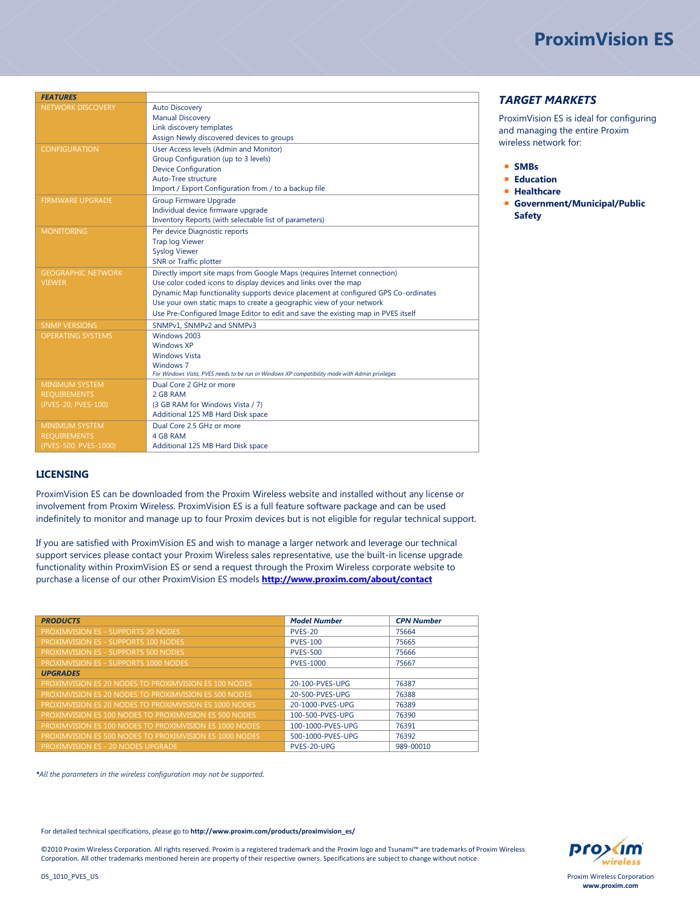# ProximVision ES

| FEATURES | |
|---|---|
| NETWORK DISCOVERY | Auto Discovery<br>Manual Discovery<br>Link discovery templates<br>Assign Newly discovered devices to groups |
| CONFIGURATION | User Access levels (Admin and Monitor)<br>Group Configuration (up to 3 levels)<br>Device Configuration<br>Auto-Tree structure<br>Import / Export Configuration from / to a backup file |
| FIRMWARE UPGRADE | Group Firmware Upgrade<br>Individual device firmware upgrade<br>Inventory Reports (with selectable list of parameters) |
| MONITORING | Per device Diagnostic reports<br>Trap log Viewer<br>Syslog Viewer<br>SNR or Traffic plotter |
| GEOGRAPHIC NETWORK VIEWER | Directly import site maps from Google Maps (requires Internet connection)<br>Use color coded icons to display devices and links over the map<br>Dynamic Map functionality supports device placement at configured GPS Co-ordinates<br>Use your own static maps to create a geographic view of your network<br>Use Pre-Configured Image Editor to edit and save the existing map in PVES itself |
| SNMP VERSIONS | SNMPv1, SNMPv2 and SNMPv3 |
| OPERATING SYSTEMS | Windows 2003<br>Windows XP<br>Windows Vista<br>Windows 7<br>*For Windows Vista, PVES needs to be run in Windows XP compatibility mode with Admin privileges* |
| MINIMUM SYSTEM REQUIREMENTS (PVES-20, PVES-100) | Dual Core 2 GHz or more<br>2 GB RAM<br>(3 GB RAM for Windows Vista / 7)<br>Additional 125 MB Hard Disk space |
| MINIMUM SYSTEM REQUIREMENTS (PVES-500, PVES-1000) | Dual Core 2.5 GHz or more<br>4 GB RAM<br>Additional 125 MB Hard Disk space |

## TARGET MARKETS

ProximVision ES is ideal for configuring and managing the entire Proxim wireless network for:

- **SMBs**
- **Education**
- **Healthcare**
- **Government/Municipal/Public Safety**

## LICENSING

ProximVision ES can be downloaded from the Proxim Wireless website and installed without any license or involvement from Proxim Wireless. ProximVision ES is a full feature software package and can be used indefinitely to monitor and manage up to four Proxim devices but is not eligible for regular technical support.

If you are satisfied with ProximVision ES and wish to manage a larger network and leverage our technical support services please contact your Proxim Wireless sales representative, use the built-in license upgrade functionality within ProximVision ES or send a request through the Proxim Wireless corporate website to purchase a license of our other ProximVision ES models **http://www.proxim.com/about/contact**

| PRODUCTS | Model Number | CPN Number |
|---|---|---|
| PROXIMVISION ES - SUPPORTS 20 NODES | PVES-20 | 75664 |
| PROXIMVISION ES - SUPPORTS 100 NODES | PVES-100 | 75665 |
| PROXIMVISION ES - SUPPORTS 500 NODES | PVES-500 | 75666 |
| PROXIMVISION ES - SUPPORTS 1000 NODES | PVES-1000 | 75667 |
| **UPGRADES** | | |
| PROXIMVISION ES 20 NODES TO PROXIMVISION ES 100 NODES | 20-100-PVES-UPG | 76387 |
| PROXIMVISION ES 20 NODES TO PROXIMVISION ES 500 NODES | 20-500-PVES-UPG | 76388 |
| PROXIMVISION ES 20 NODES TO PROXIMVISION ES 1000 NODES | 20-1000-PVES-UPG | 76389 |
| PROXIMVISION ES 100 NODES TO PROXIMVISION ES 500 NODES | 100-500-PVES-UPG | 76390 |
| PROXIMVISION ES 100 NODES TO PROXIMVISION ES 1000 NODES | 100-1000-PVES-UPG | 76391 |
| PROXIMVISION ES 500 NODES TO PROXIMVISION ES 1000 NODES | 500-1000-PVES-UPG | 76392 |
| PROXIMVISION ES - 20 NODES UPGRADE | PVES-20-UPG | 989-00010 |

**\***All the parameters in the wireless configuration may not be supported.*

For detailed technical specifications, please go to **http://www.proxim.com/products/proximvision_es/**

©2010 Proxim Wireless Corporation. All rights reserved. Proxim is a registered trademark and the Proxim logo and Tsunami™ are trademarks of Proxim Wireless Corporation. All other trademarks mentioned herein are property of their respective owners. Specifications are subject to change without notice.

DS_1010_PVES_US

Proxim Wireless Corporation
**www.proxim.com**